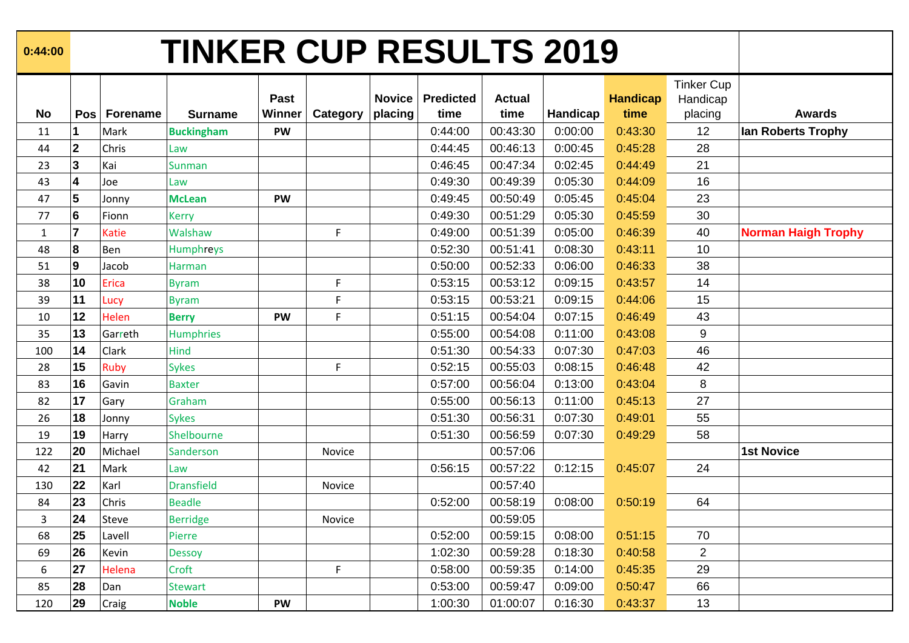0:44:00

# TINKER CUP RESULTS 2019

| No | Pos | Forename | Surname | Past Winner | Category | Novice placing | Predicted time | Actual time | Handicap | Handicap time | Tinker Cup Handicap placing | Awards |
|---|---|---|---|---|---|---|---|---|---|---|---|---|
| 11 | **1** | Mark | **Buckingham** | **PW** | | | 0:44:00 | 00:43:30 | 0:00:00 | 0:43:30 | 12 | **Ian Roberts Trophy** |
| 44 | **2** | Chris | Law | | | | 0:44:45 | 00:46:13 | 0:00:45 | 0:45:28 | 28 | |
| 23 | **3** | Kai | Sunman | | | | 0:46:45 | 00:47:34 | 0:02:45 | 0:44:49 | 21 | |
| 43 | **4** | Joe | Law | | | | 0:49:30 | 00:49:39 | 0:05:30 | 0:44:09 | 16 | |
| 47 | **5** | Jonny | **McLean** | **PW** | | | 0:49:45 | 00:50:49 | 0:05:45 | 0:45:04 | 23 | |
| 77 | **6** | Fionn | Kerry | | | | 0:49:30 | 00:51:29 | 0:05:30 | 0:45:59 | 30 | |
| 1 | **7** | Katie | Walshaw | | F | | 0:49:00 | 00:51:39 | 0:05:00 | 0:46:39 | 40 | **Norman Haigh Trophy** |
| 48 | **8** | Ben | Humphreys | | | | 0:52:30 | 00:51:41 | 0:08:30 | 0:43:11 | 10 | |
| 51 | **9** | Jacob | Harman | | | | 0:50:00 | 00:52:33 | 0:06:00 | 0:46:33 | 38 | |
| 38 | **10** | Erica | Byram | | F | | 0:53:15 | 00:53:12 | 0:09:15 | 0:43:57 | 14 | |
| 39 | **11** | Lucy | Byram | | F | | 0:53:15 | 00:53:21 | 0:09:15 | 0:44:06 | 15 | |
| 10 | **12** | Helen | **Berry** | **PW** | F | | 0:51:15 | 00:54:04 | 0:07:15 | 0:46:49 | 43 | |
| 35 | **13** | Garreth | Humphries | | | | 0:55:00 | 00:54:08 | 0:11:00 | 0:43:08 | 9 | |
| 100 | **14** | Clark | Hind | | | | 0:51:30 | 00:54:33 | 0:07:30 | 0:47:03 | 46 | |
| 28 | **15** | Ruby | Sykes | | F | | 0:52:15 | 00:55:03 | 0:08:15 | 0:46:48 | 42 | |
| 83 | **16** | Gavin | Baxter | | | | 0:57:00 | 00:56:04 | 0:13:00 | 0:43:04 | 8 | |
| 82 | **17** | Gary | Graham | | | | 0:55:00 | 00:56:13 | 0:11:00 | 0:45:13 | 27 | |
| 26 | **18** | Jonny | Sykes | | | | 0:51:30 | 00:56:31 | 0:07:30 | 0:49:01 | 55 | |
| 19 | **19** | Harry | Shelbourne | | | | 0:51:30 | 00:56:59 | 0:07:30 | 0:49:29 | 58 | |
| 122 | **20** | Michael | Sanderson | | Novice | | | 00:57:06 | | | | **1st Novice** |
| 42 | **21** | Mark | Law | | | | 0:56:15 | 00:57:22 | 0:12:15 | 0:45:07 | 24 | |
| 130 | **22** | Karl | Dransfield | | Novice | | | 00:57:40 | | | | |
| 84 | **23** | Chris | Beadle | | | | 0:52:00 | 00:58:19 | 0:08:00 | 0:50:19 | 64 | |
| 3 | **24** | Steve | Berridge | | Novice | | | 00:59:05 | | | | |
| 68 | **25** | Lavell | Pierre | | | | 0:52:00 | 00:59:15 | 0:08:00 | 0:51:15 | 70 | |
| 69 | **26** | Kevin | Dessoy | | | | 1:02:30 | 00:59:28 | 0:18:30 | 0:40:58 | 2 | |
| 6 | **27** | Helena | Croft | | F | | 0:58:00 | 00:59:35 | 0:14:00 | 0:45:35 | 29 | |
| 85 | **28** | Dan | Stewart | | | | 0:53:00 | 00:59:47 | 0:09:00 | 0:50:47 | 66 | |
| 120 | **29** | Craig | **Noble** | **PW** | | | 1:00:30 | 01:00:07 | 0:16:30 | 0:43:37 | 13 | |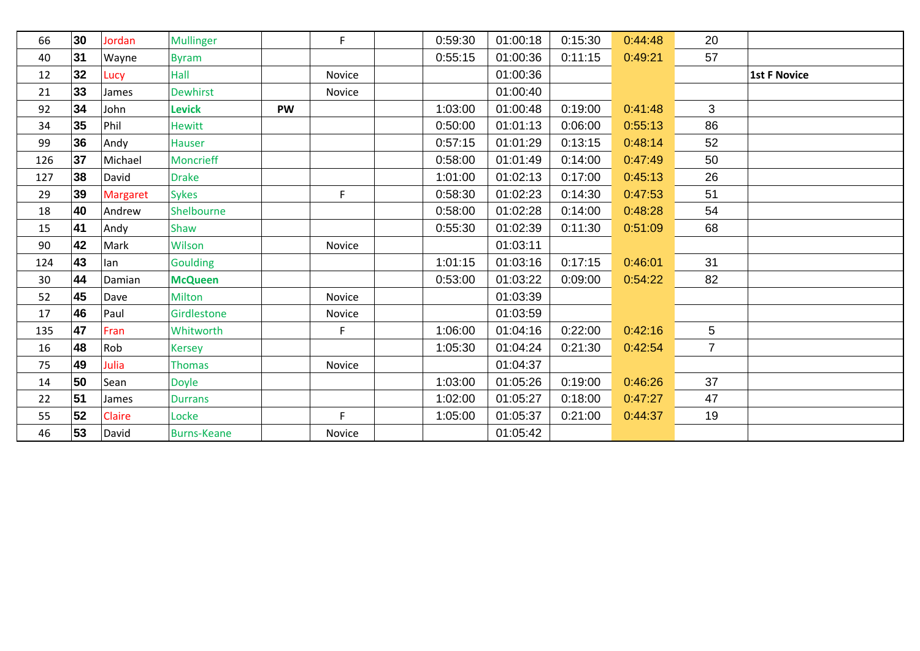| | | | | | | | | | | | | |
|---|---|---|---|---|---|---|---|---|---|---|---|---|
| 66 | **30** | Jordan | Mullinger | | F | | 0:59:30 | 01:00:18 | 0:15:30 | 0:44:48 | 20 | |
| 40 | **31** | Wayne | Byram | | | | 0:55:15 | 01:00:36 | 0:11:15 | 0:49:21 | 57 | |
| 12 | **32** | Lucy | Hall | | Novice | | | 01:00:36 | | | | **1st F Novice** |
| 21 | **33** | James | Dewhirst | | Novice | | | 01:00:40 | | | | |
| 92 | **34** | John | **Levick** | **PW** | | | 1:03:00 | 01:00:48 | 0:19:00 | 0:41:48 | 3 | |
| 34 | **35** | Phil | Hewitt | | | | 0:50:00 | 01:01:13 | 0:06:00 | 0:55:13 | 86 | |
| 99 | **36** | Andy | Hauser | | | | 0:57:15 | 01:01:29 | 0:13:15 | 0:48:14 | 52 | |
| 126 | **37** | Michael | Moncrieff | | | | 0:58:00 | 01:01:49 | 0:14:00 | 0:47:49 | 50 | |
| 127 | **38** | David | Drake | | | | 1:01:00 | 01:02:13 | 0:17:00 | 0:45:13 | 26 | |
| 29 | **39** | Margaret | Sykes | | F | | 0:58:30 | 01:02:23 | 0:14:30 | 0:47:53 | 51 | |
| 18 | **40** | Andrew | Shelbourne | | | | 0:58:00 | 01:02:28 | 0:14:00 | 0:48:28 | 54 | |
| 15 | **41** | Andy | Shaw | | | | 0:55:30 | 01:02:39 | 0:11:30 | 0:51:09 | 68 | |
| 90 | **42** | Mark | Wilson | | Novice | | | 01:03:11 | | | | |
| 124 | **43** | Ian | Goulding | | | | 1:01:15 | 01:03:16 | 0:17:15 | 0:46:01 | 31 | |
| 30 | **44** | Damian | **McQueen** | | | | 0:53:00 | 01:03:22 | 0:09:00 | 0:54:22 | 82 | |
| 52 | **45** | Dave | Milton | | Novice | | | 01:03:39 | | | | |
| 17 | **46** | Paul | Girdlestone | | Novice | | | 01:03:59 | | | | |
| 135 | **47** | Fran | Whitworth | | F | | 1:06:00 | 01:04:16 | 0:22:00 | 0:42:16 | 5 | |
| 16 | **48** | Rob | Kersey | | | | 1:05:30 | 01:04:24 | 0:21:30 | 0:42:54 | 7 | |
| 75 | **49** | Julia | Thomas | | Novice | | | 01:04:37 | | | | |
| 14 | **50** | Sean | Doyle | | | | 1:03:00 | 01:05:26 | 0:19:00 | 0:46:26 | 37 | |
| 22 | **51** | James | Durrans | | | | 1:02:00 | 01:05:27 | 0:18:00 | 0:47:27 | 47 | |
| 55 | **52** | Claire | Locke | | F | | 1:05:00 | 01:05:37 | 0:21:00 | 0:44:37 | 19 | |
| 46 | **53** | David | Burns-Keane | | Novice | | | 01:05:42 | | | | |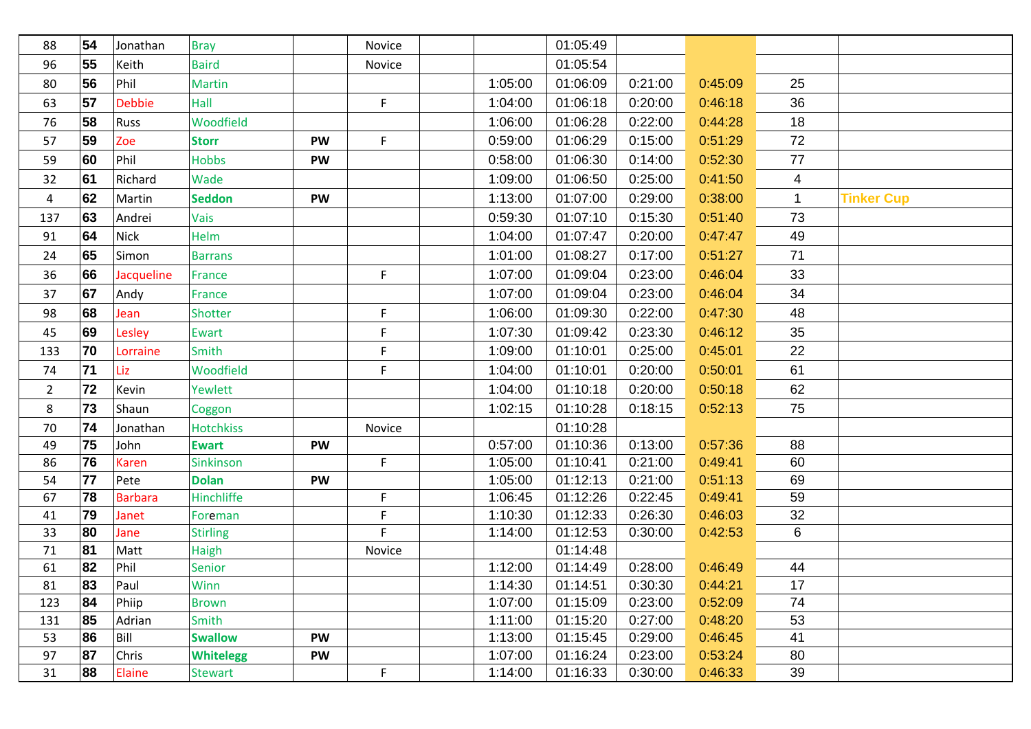| | | | | | | | | | | | | |
|---|---|---|---|---|---|---|---|---|---|---|---|---|
| 88 | **54** | Jonathan | Bray | | Novice | | | 01:05:49 | | | | |
| 96 | **55** | Keith | Baird | | Novice | | | 01:05:54 | | | | |
| 80 | **56** | Phil | Martin | | | | 1:05:00 | 01:06:09 | 0:21:00 | 0:45:09 | 25 | |
| 63 | **57** | Debbie | Hall | | F | | 1:04:00 | 01:06:18 | 0:20:00 | 0:46:18 | 36 | |
| 76 | **58** | Russ | Woodfield | | | | 1:06:00 | 01:06:28 | 0:22:00 | 0:44:28 | 18 | |
| 57 | **59** | Zoe | **Storr** | **PW** | F | | 0:59:00 | 01:06:29 | 0:15:00 | 0:51:29 | 72 | |
| 59 | **60** | Phil | Hobbs | **PW** | | | 0:58:00 | 01:06:30 | 0:14:00 | 0:52:30 | 77 | |
| 32 | **61** | Richard | Wade | | | | 1:09:00 | 01:06:50 | 0:25:00 | 0:41:50 | 4 | |
| 4 | **62** | Martin | **Seddon** | **PW** | | | 1:13:00 | 01:07:00 | 0:29:00 | 0:38:00 | 1 | **Tinker Cup** |
| 137 | **63** | Andrei | Vais | | | | 0:59:30 | 01:07:10 | 0:15:30 | 0:51:40 | 73 | |
| 91 | **64** | Nick | Helm | | | | 1:04:00 | 01:07:47 | 0:20:00 | 0:47:47 | 49 | |
| 24 | **65** | Simon | Barrans | | | | 1:01:00 | 01:08:27 | 0:17:00 | 0:51:27 | 71 | |
| 36 | **66** | Jacqueline | France | | F | | 1:07:00 | 01:09:04 | 0:23:00 | 0:46:04 | 33 | |
| 37 | **67** | Andy | France | | | | 1:07:00 | 01:09:04 | 0:23:00 | 0:46:04 | 34 | |
| 98 | **68** | Jean | Shotter | | F | | 1:06:00 | 01:09:30 | 0:22:00 | 0:47:30 | 48 | |
| 45 | **69** | Lesley | Ewart | | F | | 1:07:30 | 01:09:42 | 0:23:30 | 0:46:12 | 35 | |
| 133 | **70** | Lorraine | Smith | | F | | 1:09:00 | 01:10:01 | 0:25:00 | 0:45:01 | 22 | |
| 74 | **71** | Liz | Woodfield | | F | | 1:04:00 | 01:10:01 | 0:20:00 | 0:50:01 | 61 | |
| 2 | **72** | Kevin | Yewlett | | | | 1:04:00 | 01:10:18 | 0:20:00 | 0:50:18 | 62 | |
| 8 | **73** | Shaun | Coggon | | | | 1:02:15 | 01:10:28 | 0:18:15 | 0:52:13 | 75 | |
| 70 | **74** | Jonathan | Hotchkiss | | Novice | | | 01:10:28 | | | | |
| 49 | **75** | John | **Ewart** | **PW** | | | 0:57:00 | 01:10:36 | 0:13:00 | 0:57:36 | 88 | |
| 86 | **76** | Karen | Sinkinson | | F | | 1:05:00 | 01:10:41 | 0:21:00 | 0:49:41 | 60 | |
| 54 | **77** | Pete | **Dolan** | **PW** | | | 1:05:00 | 01:12:13 | 0:21:00 | 0:51:13 | 69 | |
| 67 | **78** | Barbara | Hinchliffe | | F | | 1:06:45 | 01:12:26 | 0:22:45 | 0:49:41 | 59 | |
| 41 | **79** | Janet | Foreman | | F | | 1:10:30 | 01:12:33 | 0:26:30 | 0:46:03 | 32 | |
| 33 | **80** | Jane | Stirling | | F | | 1:14:00 | 01:12:53 | 0:30:00 | 0:42:53 | 6 | |
| 71 | **81** | Matt | Haigh | | Novice | | | 01:14:48 | | | | |
| 61 | **82** | Phil | Senior | | | | 1:12:00 | 01:14:49 | 0:28:00 | 0:46:49 | 44 | |
| 81 | **83** | Paul | Winn | | | | 1:14:30 | 01:14:51 | 0:30:30 | 0:44:21 | 17 | |
| 123 | **84** | Phiip | Brown | | | | 1:07:00 | 01:15:09 | 0:23:00 | 0:52:09 | 74 | |
| 131 | **85** | Adrian | Smith | | | | 1:11:00 | 01:15:20 | 0:27:00 | 0:48:20 | 53 | |
| 53 | **86** | Bill | **Swallow** | **PW** | | | 1:13:00 | 01:15:45 | 0:29:00 | 0:46:45 | 41 | |
| 97 | **87** | Chris | **Whitelegg** | **PW** | | | 1:07:00 | 01:16:24 | 0:23:00 | 0:53:24 | 80 | |
| 31 | **88** | Elaine | Stewart | | F | | 1:14:00 | 01:16:33 | 0:30:00 | 0:46:33 | 39 | |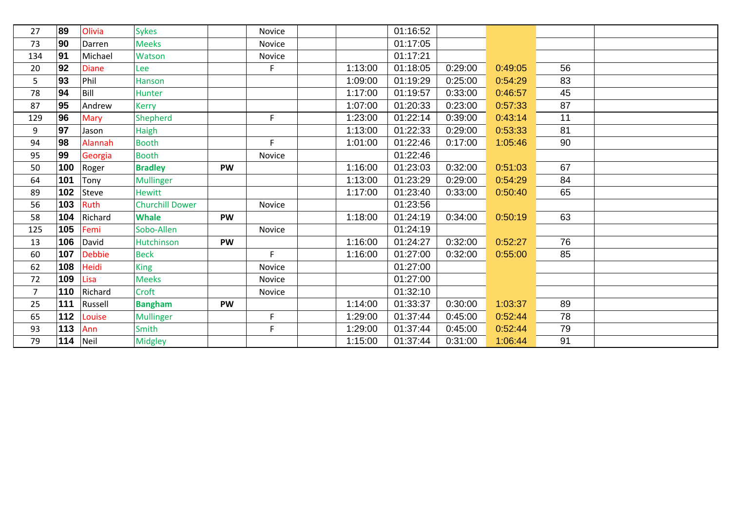| | | | | | | | | | | | | |
|---|---|---|---|---|---|---|---|---|---|---|---|---|
| 27 | **89** | Olivia | Sykes | | Novice | | | 01:16:52 | | | | |
| 73 | **90** | Darren | Meeks | | Novice | | | 01:17:05 | | | | |
| 134 | **91** | Michael | Watson | | Novice | | | 01:17:21 | | | | |
| 20 | **92** | Diane | Lee | | F | | 1:13:00 | 01:18:05 | 0:29:00 | 0:49:05 | 56 | |
| 5 | **93** | Phil | Hanson | | | | 1:09:00 | 01:19:29 | 0:25:00 | 0:54:29 | 83 | |
| 78 | **94** | Bill | Hunter | | | | 1:17:00 | 01:19:57 | 0:33:00 | 0:46:57 | 45 | |
| 87 | **95** | Andrew | Kerry | | | | 1:07:00 | 01:20:33 | 0:23:00 | 0:57:33 | 87 | |
| 129 | **96** | Mary | Shepherd | | F | | 1:23:00 | 01:22:14 | 0:39:00 | 0:43:14 | 11 | |
| 9 | **97** | Jason | Haigh | | | | 1:13:00 | 01:22:33 | 0:29:00 | 0:53:33 | 81 | |
| 94 | **98** | Alannah | Booth | | F | | 1:01:00 | 01:22:46 | 0:17:00 | 1:05:46 | 90 | |
| 95 | **99** | Georgia | Booth | | Novice | | | 01:22:46 | | | | |
| 50 | **100** | Roger | **Bradley** | **PW** | | | 1:16:00 | 01:23:03 | 0:32:00 | 0:51:03 | 67 | |
| 64 | **101** | Tony | Mullinger | | | | 1:13:00 | 01:23:29 | 0:29:00 | 0:54:29 | 84 | |
| 89 | **102** | Steve | Hewitt | | | | 1:17:00 | 01:23:40 | 0:33:00 | 0:50:40 | 65 | |
| 56 | **103** | Ruth | Churchill Dower | | Novice | | | 01:23:56 | | | | |
| 58 | **104** | Richard | **Whale** | **PW** | | | 1:18:00 | 01:24:19 | 0:34:00 | 0:50:19 | 63 | |
| 125 | **105** | Femi | Sobo-Allen | | Novice | | | 01:24:19 | | | | |
| 13 | **106** | David | Hutchinson | **PW** | | | 1:16:00 | 01:24:27 | 0:32:00 | 0:52:27 | 76 | |
| 60 | **107** | Debbie | Beck | | F | | 1:16:00 | 01:27:00 | 0:32:00 | 0:55:00 | 85 | |
| 62 | **108** | Heidi | King | | Novice | | | 01:27:00 | | | | |
| 72 | **109** | Lisa | Meeks | | Novice | | | 01:27:00 | | | | |
| 7 | **110** | Richard | Croft | | Novice | | | 01:32:10 | | | | |
| 25 | **111** | Russell | **Bangham** | **PW** | | | 1:14:00 | 01:33:37 | 0:30:00 | 1:03:37 | 89 | |
| 65 | **112** | Louise | Mullinger | | F | | 1:29:00 | 01:37:44 | 0:45:00 | 0:52:44 | 78 | |
| 93 | **113** | Ann | Smith | | F | | 1:29:00 | 01:37:44 | 0:45:00 | 0:52:44 | 79 | |
| 79 | **114** | Neil | Midgley | | | | 1:15:00 | 01:37:44 | 0:31:00 | 1:06:44 | 91 | |